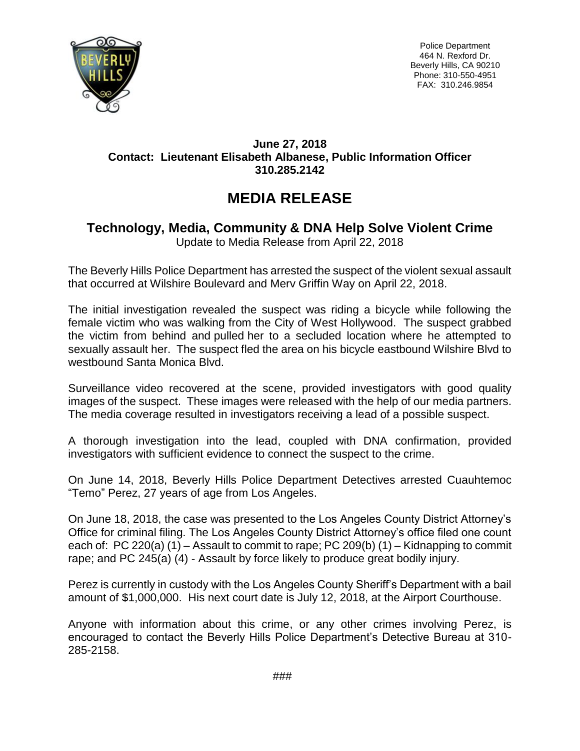Police Department
464 N. Rexford Dr.
Beverly Hills, CA 90210
Phone: 310-550-4951
FAX: 310.246.9854

**June 27, 2018**
**Contact: Lieutenant Elisabeth Albanese, Public Information Officer**
**310.285.2142**

# MEDIA RELEASE

## Technology, Media, Community & DNA Help Solve Violent Crime

Update to Media Release from April 22, 2018

The Beverly Hills Police Department has arrested the suspect of the violent sexual assault that occurred at Wilshire Boulevard and Merv Griffin Way on April 22, 2018.

The initial investigation revealed the suspect was riding a bicycle while following the female victim who was walking from the City of West Hollywood. The suspect grabbed the victim from behind and pulled her to a secluded location where he attempted to sexually assault her. The suspect fled the area on his bicycle eastbound Wilshire Blvd to westbound Santa Monica Blvd.

Surveillance video recovered at the scene, provided investigators with good quality images of the suspect. These images were released with the help of our media partners. The media coverage resulted in investigators receiving a lead of a possible suspect.

A thorough investigation into the lead, coupled with DNA confirmation, provided investigators with sufficient evidence to connect the suspect to the crime.

On June 14, 2018, Beverly Hills Police Department Detectives arrested Cuauhtemoc "Temo" Perez, 27 years of age from Los Angeles.

On June 18, 2018, the case was presented to the Los Angeles County District Attorney's Office for criminal filing. The Los Angeles County District Attorney's office filed one count each of: PC 220(a) (1) – Assault to commit to rape; PC 209(b) (1) – Kidnapping to commit rape; and PC 245(a) (4) - Assault by force likely to produce great bodily injury.

Perez is currently in custody with the Los Angeles County Sheriff's Department with a bail amount of $1,000,000. His next court date is July 12, 2018, at the Airport Courthouse.

Anyone with information about this crime, or any other crimes involving Perez, is encouraged to contact the Beverly Hills Police Department's Detective Bureau at 310-285-2158.

###